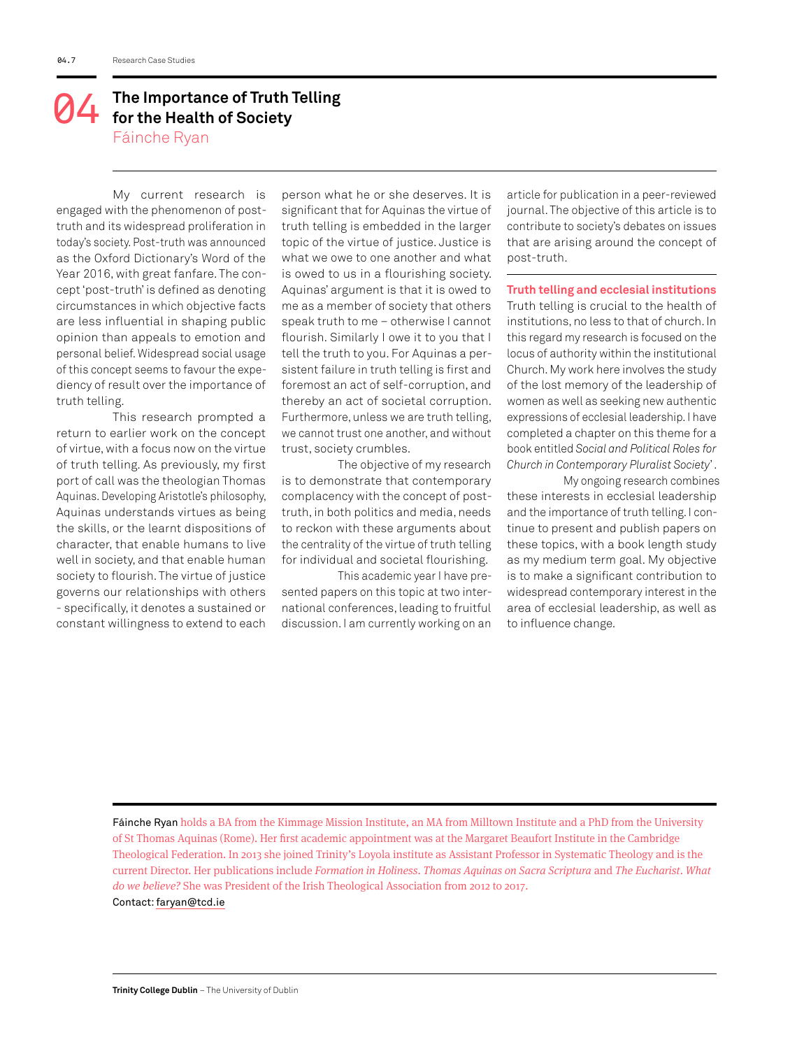# 04 The Importance of Truth Telling for the Health of Society

Fáinche Ryan

My current research is engaged with the phenomenon of post-truth and its widespread proliferation in today's society. Post-truth was announced as the Oxford Dictionary's Word of the Year 2016, with great fanfare. The concept 'post-truth' is defined as denoting circumstances in which objective facts are less influential in shaping public opinion than appeals to emotion and personal belief. Widespread social usage of this concept seems to favour the expediency of result over the importance of truth telling.

This research prompted a return to earlier work on the concept of virtue, with a focus now on the virtue of truth telling. As previously, my first port of call was the theologian Thomas Aquinas. Developing Aristotle's philosophy, Aquinas understands virtues as being the skills, or the learnt dispositions of character, that enable humans to live well in society, and that enable human society to flourish. The virtue of justice governs our relationships with others - specifically, it denotes a sustained or constant willingness to extend to each person what he or she deserves. It is significant that for Aquinas the virtue of truth telling is embedded in the larger topic of the virtue of justice. Justice is what we owe to one another and what is owed to us in a flourishing society. Aquinas' argument is that it is owed to me as a member of society that others speak truth to me – otherwise I cannot flourish. Similarly I owe it to you that I tell the truth to you. For Aquinas a persistent failure in truth telling is first and foremost an act of self-corruption, and thereby an act of societal corruption. Furthermore, unless we are truth telling, we cannot trust one another, and without trust, society crumbles.

The objective of my research is to demonstrate that contemporary complacency with the concept of post-truth, in both politics and media, needs to reckon with these arguments about the centrality of the virtue of truth telling for individual and societal flourishing.

This academic year I have presented papers on this topic at two international conferences, leading to fruitful discussion. I am currently working on an article for publication in a peer-reviewed journal. The objective of this article is to contribute to society's debates on issues that are arising around the concept of post-truth.

## Truth telling and ecclesial institutions

Truth telling is crucial to the health of institutions, no less to that of church. In this regard my research is focused on the locus of authority within the institutional Church. My work here involves the study of the lost memory of the leadership of women as well as seeking new authentic expressions of ecclesial leadership. I have completed a chapter on this theme for a book entitled *Social and Political Roles for Church in Contemporary Pluralist Society*'.

My ongoing research combines these interests in ecclesial leadership and the importance of truth telling. I continue to present and publish papers on these topics, with a book length study as my medium term goal. My objective is to make a significant contribution to widespread contemporary interest in the area of ecclesial leadership, as well as to influence change.

---

Fáinche Ryan holds a BA from the Kimmage Mission Institute, an MA from Milltown Institute and a PhD from the University of St Thomas Aquinas (Rome). Her first academic appointment was at the Margaret Beaufort Institute in the Cambridge Theological Federation. In 2013 she joined Trinity's Loyola institute as Assistant Professor in Systematic Theology and is the current Director. Her publications include *Formation in Holiness. Thomas Aquinas on Sacra Scriptura* and *The Eucharist. What do we believe?* She was President of the Irish Theological Association from 2012 to 2017.

Contact: faryan@tcd.ie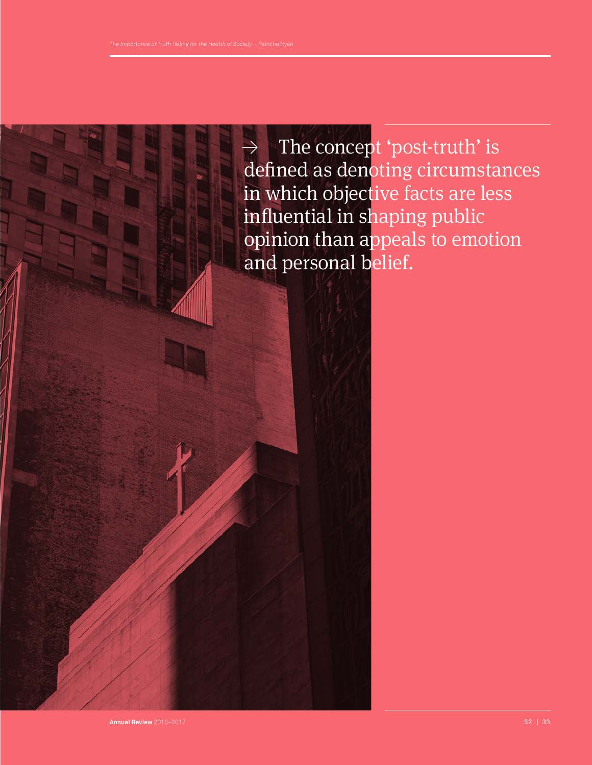→ The concept 'post-truth' is defined as denoting circumstances in which objective facts are less influential in shaping public opinion than appeals to emotion and personal belief.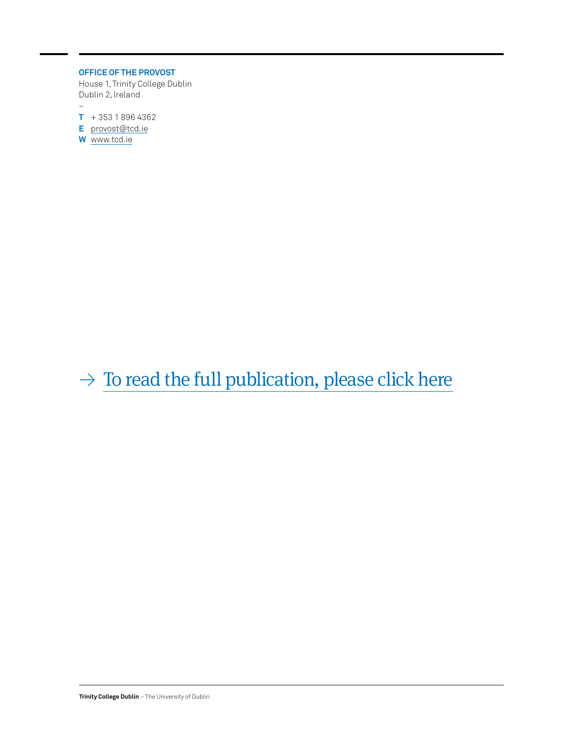**OFFICE OF THE PROVOST**
House 1, Trinity College Dublin
Dublin 2, Ireland
–
**T** + 353 1 896 4362
**E** provost@tcd.ie
**W** www.tcd.ie

→ To read the full publication, please click here

**Trinity College Dublin** – The University of Dublin